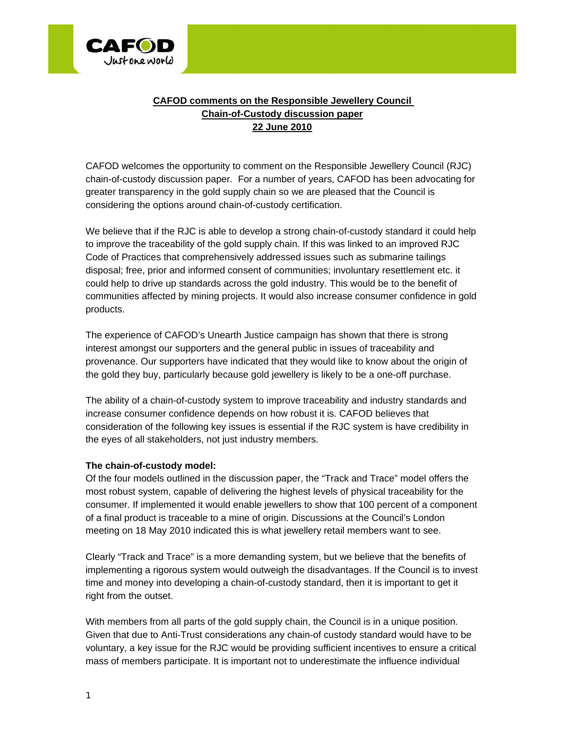**CAFOD comments on the Responsible Jewellery Council Chain-of-Custody discussion paper 22 June 2010**

CAFOD welcomes the opportunity to comment on the Responsible Jewellery Council (RJC) chain-of-custody discussion paper. For a number of years, CAFOD has been advocating for greater transparency in the gold supply chain so we are pleased that the Council is considering the options around chain-of-custody certification.

We believe that if the RJC is able to develop a strong chain-of-custody standard it could help to improve the traceability of the gold supply chain. If this was linked to an improved RJC Code of Practices that comprehensively addressed issues such as submarine tailings disposal; free, prior and informed consent of communities; involuntary resettlement etc. it could help to drive up standards across the gold industry. This would be to the benefit of communities affected by mining projects. It would also increase consumer confidence in gold products.

The experience of CAFOD's Unearth Justice campaign has shown that there is strong interest amongst our supporters and the general public in issues of traceability and provenance. Our supporters have indicated that they would like to know about the origin of the gold they buy, particularly because gold jewellery is likely to be a one-off purchase.

The ability of a chain-of-custody system to improve traceability and industry standards and increase consumer confidence depends on how robust it is. CAFOD believes that consideration of the following key issues is essential if the RJC system is have credibility in the eyes of all stakeholders, not just industry members.

**The chain-of-custody model:**

Of the four models outlined in the discussion paper, the "Track and Trace" model offers the most robust system, capable of delivering the highest levels of physical traceability for the consumer. If implemented it would enable jewellers to show that 100 percent of a component of a final product is traceable to a mine of origin. Discussions at the Council's London meeting on 18 May 2010 indicated this is what jewellery retail members want to see.

Clearly "Track and Trace" is a more demanding system, but we believe that the benefits of implementing a rigorous system would outweigh the disadvantages. If the Council is to invest time and money into developing a chain-of-custody standard, then it is important to get it right from the outset.

With members from all parts of the gold supply chain, the Council is in a unique position. Given that due to Anti-Trust considerations any chain-of custody standard would have to be voluntary, a key issue for the RJC would be providing sufficient incentives to ensure a critical mass of members participate. It is important not to underestimate the influence individual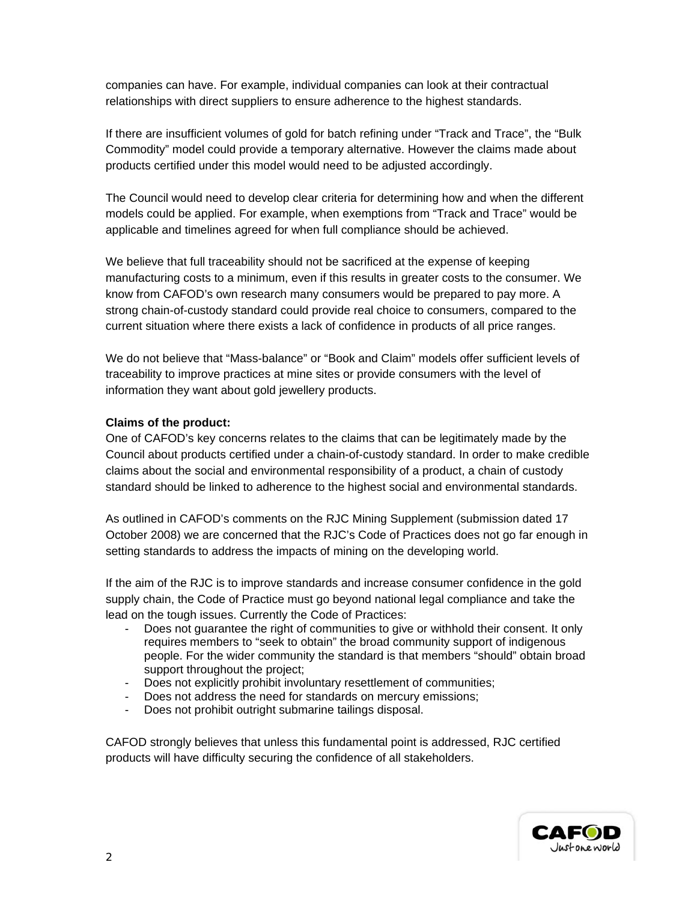companies can have. For example, individual companies can look at their contractual relationships with direct suppliers to ensure adherence to the highest standards.

If there are insufficient volumes of gold for batch refining under "Track and Trace", the "Bulk Commodity" model could provide a temporary alternative. However the claims made about products certified under this model would need to be adjusted accordingly.

The Council would need to develop clear criteria for determining how and when the different models could be applied. For example, when exemptions from "Track and Trace" would be applicable and timelines agreed for when full compliance should be achieved.

We believe that full traceability should not be sacrificed at the expense of keeping manufacturing costs to a minimum, even if this results in greater costs to the consumer. We know from CAFOD's own research many consumers would be prepared to pay more. A strong chain-of-custody standard could provide real choice to consumers, compared to the current situation where there exists a lack of confidence in products of all price ranges.

We do not believe that "Mass-balance" or "Book and Claim" models offer sufficient levels of traceability to improve practices at mine sites or provide consumers with the level of information they want about gold jewellery products.

**Claims of the product:**
One of CAFOD's key concerns relates to the claims that can be legitimately made by the Council about products certified under a chain-of-custody standard. In order to make credible claims about the social and environmental responsibility of a product, a chain of custody standard should be linked to adherence to the highest social and environmental standards.

As outlined in CAFOD's comments on the RJC Mining Supplement (submission dated 17 October 2008) we are concerned that the RJC's Code of Practices does not go far enough in setting standards to address the impacts of mining on the developing world.

If the aim of the RJC is to improve standards and increase consumer confidence in the gold supply chain, the Code of Practice must go beyond national legal compliance and take the lead on the tough issues. Currently the Code of Practices:

- Does not guarantee the right of communities to give or withhold their consent. It only requires members to "seek to obtain" the broad community support of indigenous people. For the wider community the standard is that members "should" obtain broad support throughout the project;
- Does not explicitly prohibit involuntary resettlement of communities;
- Does not address the need for standards on mercury emissions;
- Does not prohibit outright submarine tailings disposal.

CAFOD strongly believes that unless this fundamental point is addressed, RJC certified products will have difficulty securing the confidence of all stakeholders.